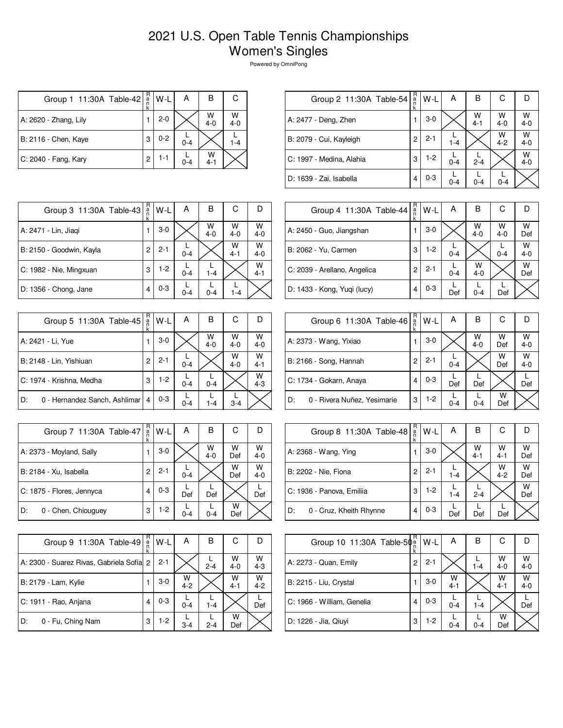# 2021 U.S. Open Table Tennis Championships
# Women's Singles

Powered by OmniPong

| Group 1 11:30A Table-42 | Rank | W-L | A | B | C |
|---|---|---|---|---|---|
| A: 2620 - Zhang, Lily | 1 | 2-0 | | W 4-0 | W 4-0 |
| B: 2116 - Chen, Kaye | 3 | 0-2 | L 0-4 | | L 1-4 |
| C: 2040 - Fang, Kary | 2 | 1-1 | L 0-4 | W 4-1 | |

| Group 2 11:30A Table-54 | Rank | W-L | A | B | C | D |
|---|---|---|---|---|---|---|
| A: 2477 - Deng, Zhen | 1 | 3-0 | | W 4-1 | W 4-0 | W 4-0 |
| B: 2079 - Cui, Kayleigh | 2 | 2-1 | L 1-4 | | W 4-2 | W 4-0 |
| C: 1997 - Medina, Alahia | 3 | 1-2 | L 0-4 | L 2-4 | | W 4-0 |
| D: 1639 - Zai, Isabella | 4 | 0-3 | L 0-4 | L 0-4 | L 0-4 | |

| Group 3 11:30A Table-43 | Rank | W-L | A | B | C | D |
|---|---|---|---|---|---|---|
| A: 2471 - Lin, Jiaqi | 1 | 3-0 | | W 4-0 | W 4-0 | W 4-0 |
| B: 2150 - Goodwin, Kayla | 2 | 2-1 | L 0-4 | | W 4-1 | W 4-0 |
| C: 1982 - Nie, Mingxuan | 3 | 1-2 | L 0-4 | L 1-4 | | W 4-1 |
| D: 1356 - Chong, Jane | 4 | 0-3 | L 0-4 | L 0-4 | L 1-4 | |

| Group 4 11:30A Table-44 | Rank | W-L | A | B | C | D |
|---|---|---|---|---|---|---|
| A: 2450 - Guo, Jiangshan | 1 | 3-0 | | W 4-0 | W 4-0 | W Def |
| B: 2062 - Yu, Carmen | 3 | 1-2 | L 0-4 | | L 0-4 | W 4-0 |
| C: 2039 - Arellano, Angelica | 2 | 2-1 | L 0-4 | W 4-0 | | W Def |
| D: 1433 - Kong, Yuqi (lucy) | 4 | 0-3 | L Def | L 0-4 | L Def | |

| Group 5 11:30A Table-45 | Rank | W-L | A | B | C | D |
|---|---|---|---|---|---|---|
| A: 2421 - Li, Yue | 1 | 3-0 | | W 4-0 | W 4-0 | W 4-0 |
| B: 2148 - Lin, Yishiuan | 2 | 2-1 | L 0-4 | | W 4-0 | W 4-1 |
| C: 1974 - Krishna, Medha | 3 | 1-2 | L 0-4 | L 0-4 | | W 4-3 |
| D: 0 - Hernandez Sanch, Ashlimar | 4 | 0-3 | L 0-4 | L 1-4 | L 3-4 | |

| Group 6 11:30A Table-46 | Rank | W-L | A | B | C | D |
|---|---|---|---|---|---|---|
| A: 2373 - Wang, Yixiao | 1 | 3-0 | | W 4-0 | W Def | W 4-0 |
| B: 2166 - Song, Hannah | 2 | 2-1 | L 0-4 | | W Def | W 4-0 |
| C: 1734 - Gokarn, Anaya | 4 | 0-3 | L Def | L Def | | L Def |
| D: 0 - Rivera Nuñez, Yesimarie | 3 | 1-2 | L 0-4 | L 0-4 | W Def | |

| Group 7 11:30A Table-47 | Rank | W-L | A | B | C | D |
|---|---|---|---|---|---|---|
| A: 2373 - Moyland, Sally | 1 | 3-0 | | W 4-0 | W Def | W 4-0 |
| B: 2184 - Xu, Isabella | 2 | 2-1 | L 0-4 | | W Def | W 4-0 |
| C: 1875 - Flores, Jennyca | 4 | 0-3 | L Def | L Def | | L Def |
| D: 0 - Chen, Chiouguey | 3 | 1-2 | L 0-4 | L 0-4 | W Def | |

| Group 8 11:30A Table-48 | Rank | W-L | A | B | C | D |
|---|---|---|---|---|---|---|
| A: 2368 - Wang, Ying | 1 | 3-0 | | W 4-1 | W 4-1 | W Def |
| B: 2202 - Nie, Fiona | 2 | 2-1 | L 1-4 | | W 4-2 | W Def |
| C: 1936 - Panova, Emiliia | 3 | 1-2 | L 1-4 | L 2-4 | | W Def |
| D: 0 - Cruz, Kheith Rhynne | 4 | 0-3 | L Def | L Def | L Def | |

| Group 9 11:30A Table-49 | Rank | W-L | A | B | C | D |
|---|---|---|---|---|---|---|
| A: 2300 - Suarez Rivas, Gabriela Sofia | 2 | 2-1 | | L 2-4 | W 4-0 | W 4-3 |
| B: 2179 - Lam, Kylie | 1 | 3-0 | W 4-2 | | W 4-1 | W 4-2 |
| C: 1911 - Rao, Anjana | 4 | 0-3 | L 0-4 | L 1-4 | | L Def |
| D: 0 - Fu, Ching Nam | 3 | 1-2 | L 3-4 | L 2-4 | W Def | |

| Group 10 11:30A Table-50 | Rank | W-L | A | B | C | D |
|---|---|---|---|---|---|---|
| A: 2273 - Quan, Emily | 2 | 2-1 | | L 1-4 | W 4-0 | W 4-0 |
| B: 2215 - Liu, Crystal | 1 | 3-0 | W 4-1 | | W 4-1 | W 4-0 |
| C: 1966 - William, Genelia | 4 | 0-3 | L 0-4 | L 1-4 | | L Def |
| D: 1226 - Jia, Qiuyi | 3 | 1-2 | L 0-4 | L 0-4 | W Def | |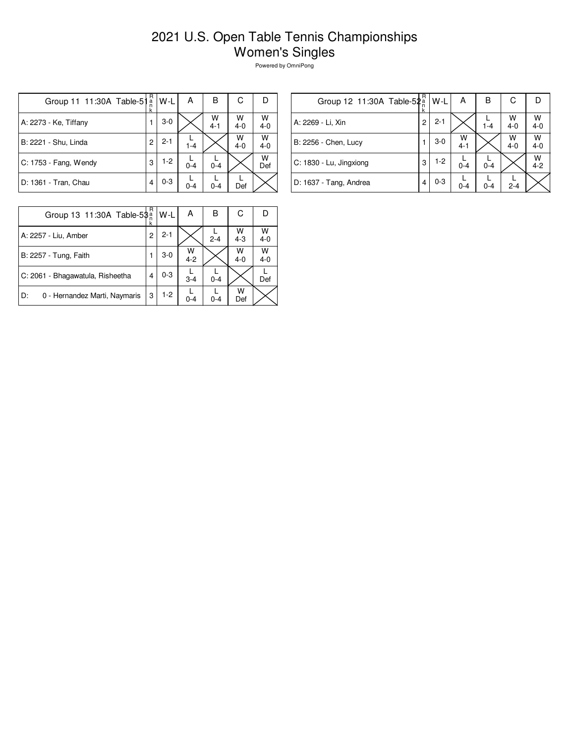# 2021 U.S. Open Table Tennis Championships
## Women's Singles

Powered by OmniPong

| Group 11 11:30A Table-51 | Rank | W-L | A | B | C | D |
|---|---|---|---|---|---|---|
| A: 2273 - Ke, Tiffany | 1 | 3-0 | | W 4-1 | W 4-0 | W 4-0 |
| B: 2221 - Shu, Linda | 2 | 2-1 | L 1-4 | | W 4-0 | W 4-0 |
| C: 1753 - Fang, Wendy | 3 | 1-2 | L 0-4 | L 0-4 | | W Def |
| D: 1361 - Tran, Chau | 4 | 0-3 | L 0-4 | L 0-4 | L Def | |

| Group 12 11:30A Table-52 | Rank | W-L | A | B | C | D |
|---|---|---|---|---|---|---|
| A: 2269 - Li, Xin | 2 | 2-1 | | L 1-4 | W 4-0 | W 4-0 |
| B: 2256 - Chen, Lucy | 1 | 3-0 | W 4-1 | | W 4-0 | W 4-0 |
| C: 1830 - Lu, Jingxiong | 3 | 1-2 | L 0-4 | L 0-4 | | W 4-2 |
| D: 1637 - Tang, Andrea | 4 | 0-3 | L 0-4 | L 0-4 | L 2-4 | |

| Group 13 11:30A Table-53 | Rank | W-L | A | B | C | D |
|---|---|---|---|---|---|---|
| A: 2257 - Liu, Amber | 2 | 2-1 | | L 2-4 | W 4-3 | W 4-0 |
| B: 2257 - Tung, Faith | 1 | 3-0 | W 4-2 | | W 4-0 | W 4-0 |
| C: 2061 - Bhagawatula, Risheetha | 4 | 0-3 | L 3-4 | L 0-4 | | L Def |
| D: 0 - Hernandez Marti, Naymaris | 3 | 1-2 | L 0-4 | L 0-4 | W Def | |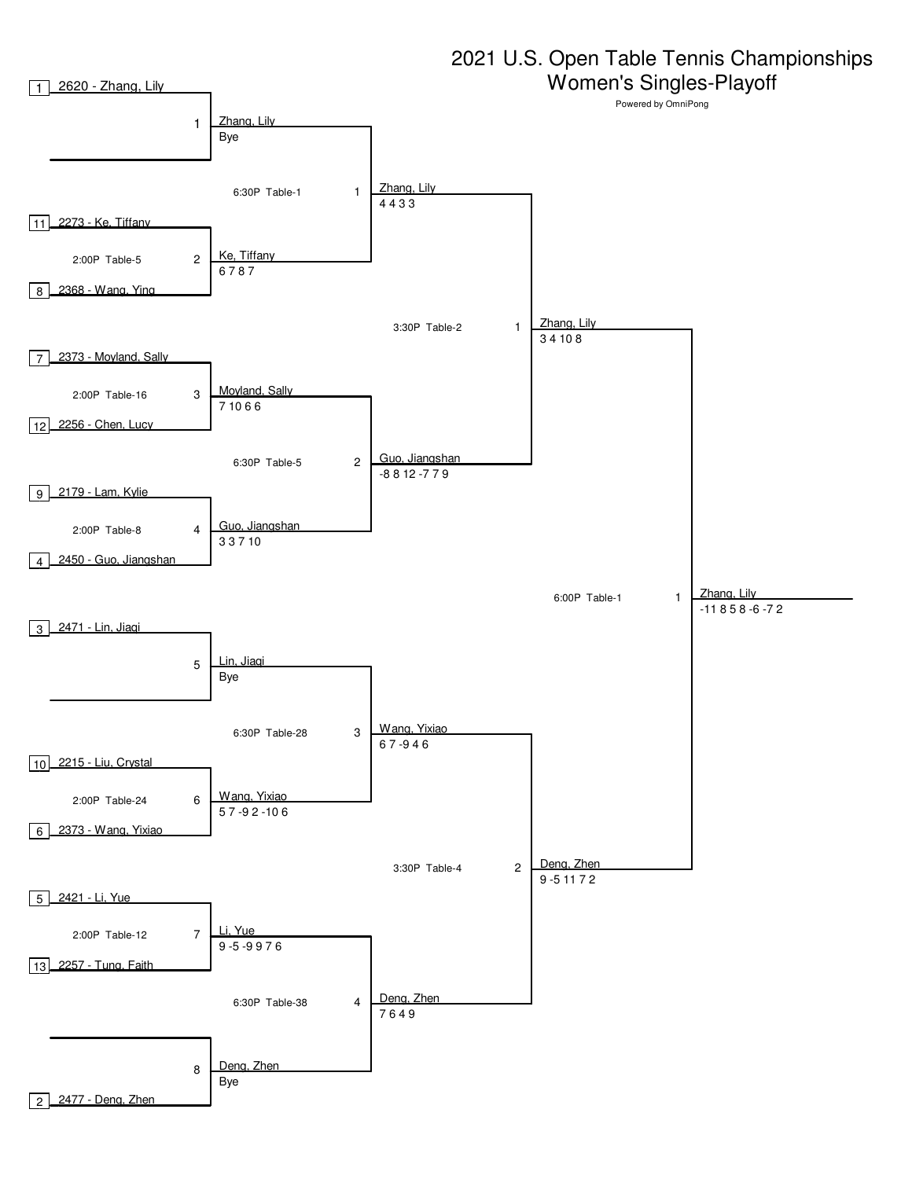# 2021 U.S. Open Table Tennis Championships

## Women's Singles-Playoff

Powered by OmniPong

### Round 1

1 2620 - Zhang, Lily

Match 1: Zhang, Lily — Bye

11 2273 - Ke, Tiffany
8 2368 - Wang, Ying

Match 2 (2:00P Table-5): Ke, Tiffany — 6 7 8 7

7 2373 - Moyland, Sally
12 2256 - Chen, Lucy

Match 3 (2:00P Table-16): Moyland, Sally — 7 10 6 6

9 2179 - Lam, Kylie
4 2450 - Guo, Jiangshan

Match 4 (2:00P Table-8): Guo, Jiangshan — 3 3 7 10

3 2471 - Lin, Jiaqi

Match 5: Lin, Jiaqi — Bye

10 2215 - Liu, Crystal
6 2373 - Wang, Yixiao

Match 6 (2:00P Table-24): Wang, Yixiao — 5 7 -9 2 -10 6

5 2421 - Li, Yue
13 2257 - Tung, Faith

Match 7 (2:00P Table-12): Li, Yue — 9 -5 -9 9 7 6

2 2477 - Deng, Zhen

Match 8: Deng, Zhen — Bye

### Quarterfinals

Match 1 (6:30P Table-1): Zhang, Lily — 4 4 3 3

Match 2 (6:30P Table-5): Guo, Jiangshan — -8 8 12 -7 7 9

Match 3 (6:30P Table-28): Wang, Yixiao — 6 7 -9 4 6

Match 4 (6:30P Table-38): Deng, Zhen — 7 6 4 9

### Semifinals

Match 1 (3:30P Table-2): Zhang, Lily — 3 4 10 8

Match 2 (3:30P Table-4): Deng, Zhen — 9 -5 11 7 2

### Final

Match 1 (6:00P Table-1): Zhang, Lily — -11 8 5 8 -6 -7 2